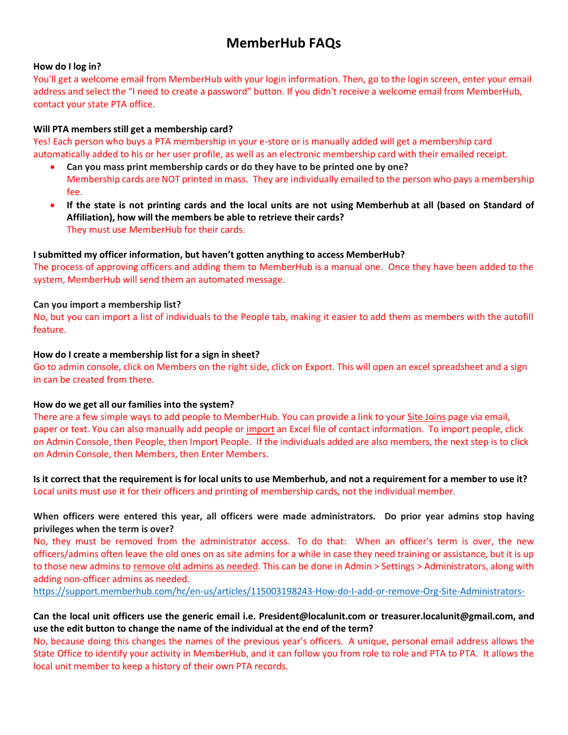# MemberHub FAQs

**How do I log in?**

You'll get a welcome email from MemberHub with your login information. Then, go to the login screen, enter your email address and select the "I need to create a password" button. If you didn't receive a welcome email from MemberHub, contact your state PTA office.

**Will PTA members still get a membership card?**

Yes! Each person who buys a PTA membership in your e-store or is manually added will get a membership card automatically added to his or her user profile, as well as an electronic membership card with their emailed receipt.

- **Can you mass print membership cards or do they have to be printed one by one?**
  Membership cards are NOT printed in mass. They are individually emailed to the person who pays a membership fee.
- **If the state is not printing cards and the local units are not using Memberhub at all (based on Standard of Affiliation), how will the members be able to retrieve their cards?**
  They must use MemberHub for their cards.

**I submitted my officer information, but haven't gotten anything to access MemberHub?**

The process of approving officers and adding them to MemberHub is a manual one. Once they have been added to the system, MemberHub will send them an automated message.

**Can you import a membership list?**

No, but you can import a list of individuals to the People tab, making it easier to add them as members with the autofill feature.

**How do I create a membership list for a sign in sheet?**

Go to admin console, click on Members on the right side, click on Export. This will open an excel spreadsheet and a sign in can be created from there.

**How do we get all our families into the system?**

There are a few simple ways to add people to MemberHub. You can provide a link to your Site Joins page via email, paper or text. You can also manually add people or import an Excel file of contact information. To import people, click on Admin Console, then People, then Import People. If the individuals added are also members, the next step is to click on Admin Console, then Members, then Enter Members.

**Is it correct that the requirement is for local units to use Memberhub, and not a requirement for a member to use it?**

Local units must use it for their officers and printing of membership cards, not the individual member.

**When officers were entered this year, all officers were made administrators. Do prior year admins stop having privileges when the term is over?**

No, they must be removed from the administrator access. To do that: When an officer's term is over, the new officers/admins often leave the old ones on as site admins for a while in case they need training or assistance, but it is up to those new admins to remove old admins as needed. This can be done in Admin > Settings > Administrators, along with adding non-officer admins as needed.
https://support.memberhub.com/hc/en-us/articles/115003198243-How-do-I-add-or-remove-Org-Site-Administrators-

**Can the local unit officers use the generic email i.e. President@localunit.com or treasurer.localunit@gmail.com, and use the edit button to change the name of the individual at the end of the term?**

No, because doing this changes the names of the previous year's officers. A unique, personal email address allows the State Office to identify your activity in MemberHub, and it can follow you from role to role and PTA to PTA. It allows the local unit member to keep a history of their own PTA records.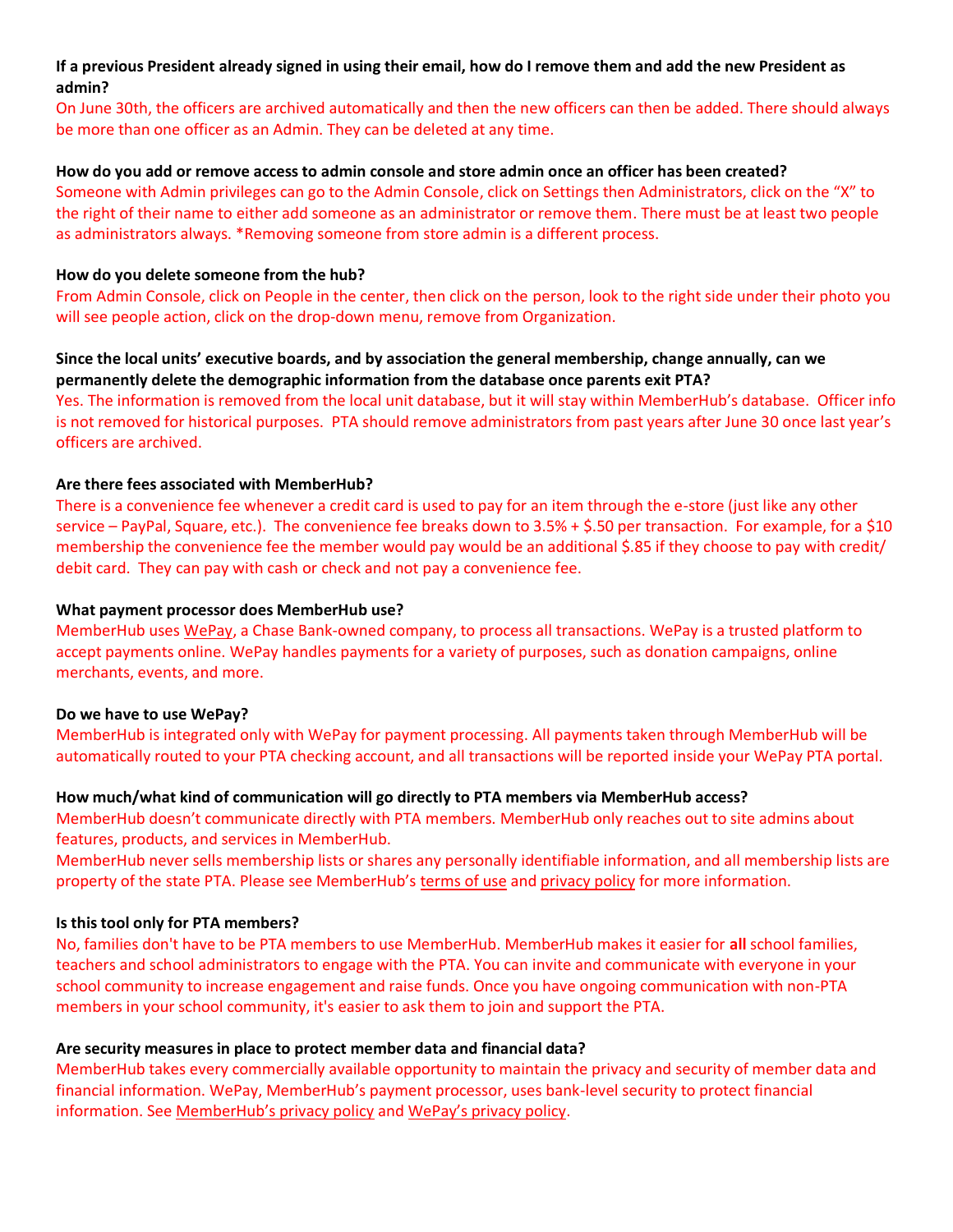**If a previous President already signed in using their email, how do I remove them and add the new President as admin?**

On June 30th, the officers are archived automatically and then the new officers can then be added. There should always be more than one officer as an Admin. They can be deleted at any time.

**How do you add or remove access to admin console and store admin once an officer has been created?**

Someone with Admin privileges can go to the Admin Console, click on Settings then Administrators, click on the "X" to the right of their name to either add someone as an administrator or remove them. There must be at least two people as administrators always. *Removing someone from store admin is a different process.

**How do you delete someone from the hub?**

From Admin Console, click on People in the center, then click on the person, look to the right side under their photo you will see people action, click on the drop-down menu, remove from Organization.

**Since the local units' executive boards, and by association the general membership, change annually, can we permanently delete the demographic information from the database once parents exit PTA?**

Yes. The information is removed from the local unit database, but it will stay within MemberHub's database. Officer info is not removed for historical purposes. PTA should remove administrators from past years after June 30 once last year's officers are archived.

**Are there fees associated with MemberHub?**

There is a convenience fee whenever a credit card is used to pay for an item through the e-store (just like any other service – PayPal, Square, etc.). The convenience fee breaks down to 3.5% + $.50 per transaction. For example, for a $10 membership the convenience fee the member would pay would be an additional $.85 if they choose to pay with credit/debit card. They can pay with cash or check and not pay a convenience fee.

**What payment processor does MemberHub use?**

MemberHub uses WePay, a Chase Bank-owned company, to process all transactions. WePay is a trusted platform to accept payments online. WePay handles payments for a variety of purposes, such as donation campaigns, online merchants, events, and more.

**Do we have to use WePay?**

MemberHub is integrated only with WePay for payment processing. All payments taken through MemberHub will be automatically routed to your PTA checking account, and all transactions will be reported inside your WePay PTA portal.

**How much/what kind of communication will go directly to PTA members via MemberHub access?**

MemberHub doesn't communicate directly with PTA members. MemberHub only reaches out to site admins about features, products, and services in MemberHub.

MemberHub never sells membership lists or shares any personally identifiable information, and all membership lists are property of the state PTA. Please see MemberHub's terms of use and privacy policy for more information.

**Is this tool only for PTA members?**

No, families don't have to be PTA members to use MemberHub. MemberHub makes it easier for **all** school families, teachers and school administrators to engage with the PTA. You can invite and communicate with everyone in your school community to increase engagement and raise funds. Once you have ongoing communication with non-PTA members in your school community, it's easier to ask them to join and support the PTA.

**Are security measures in place to protect member data and financial data?**

MemberHub takes every commercially available opportunity to maintain the privacy and security of member data and financial information. WePay, MemberHub's payment processor, uses bank-level security to protect financial information. See MemberHub's privacy policy and WePay's privacy policy.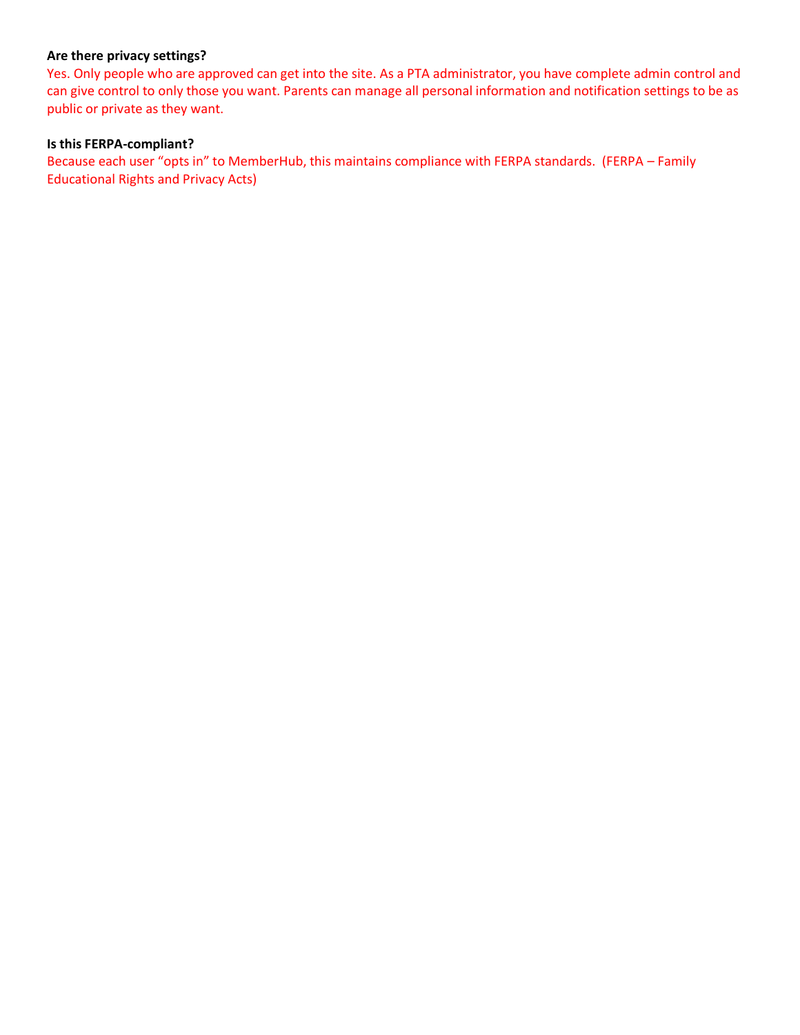**Are there privacy settings?**

Yes. Only people who are approved can get into the site. As a PTA administrator, you have complete admin control and can give control to only those you want. Parents can manage all personal information and notification settings to be as public or private as they want.

**Is this FERPA-compliant?**

Because each user "opts in" to MemberHub, this maintains compliance with FERPA standards. (FERPA – Family Educational Rights and Privacy Acts)